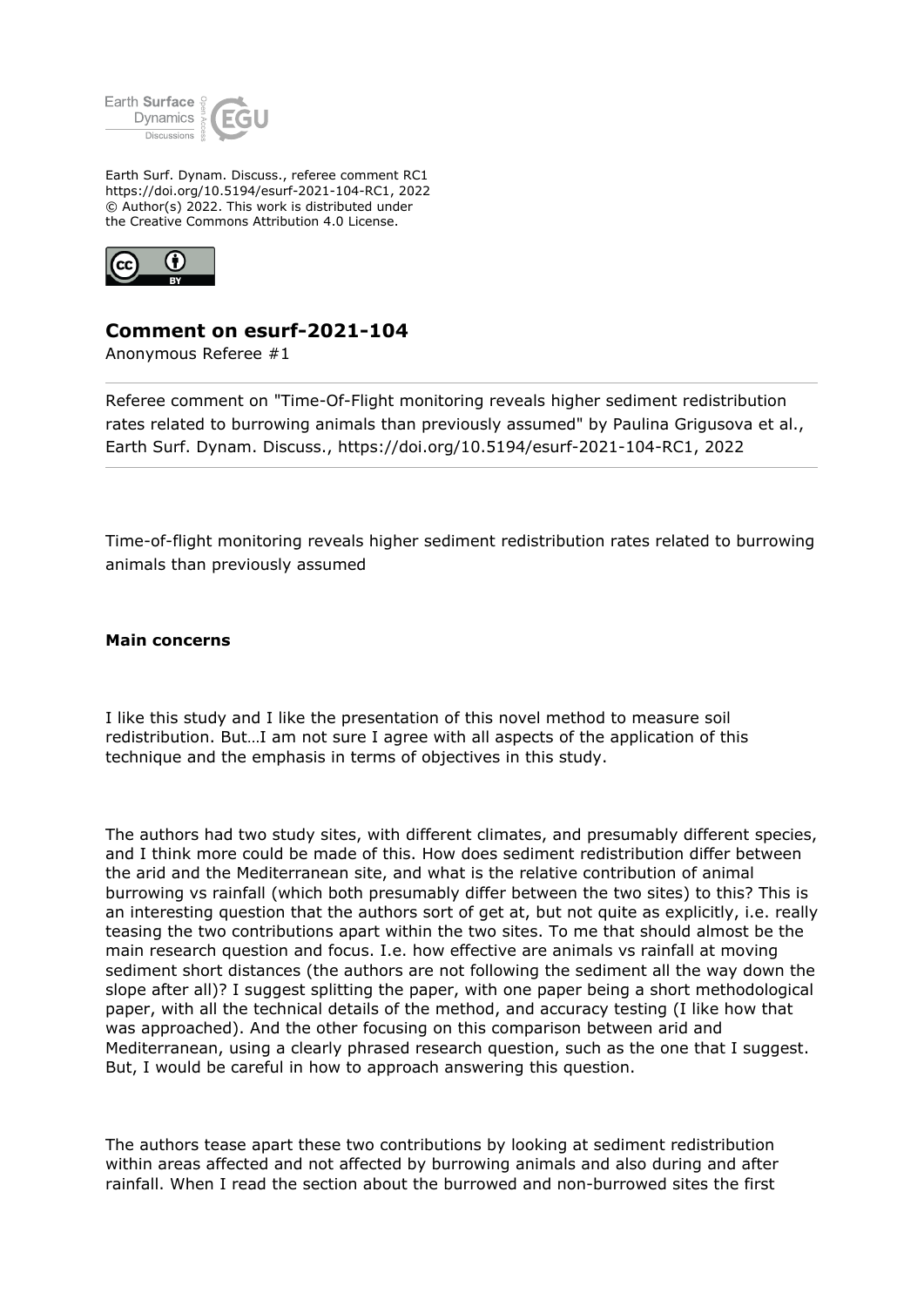Earth Surf. Dynam. Discuss., referee comment RC1
https://doi.org/10.5194/esurf-2021-104-RC1, 2022
© Author(s) 2022. This work is distributed under
the Creative Commons Attribution 4.0 License.

## Comment on esurf-2021-104

Anonymous Referee #1

Referee comment on "Time-Of-Flight monitoring reveals higher sediment redistribution rates related to burrowing animals than previously assumed" by Paulina Grigusova et al., Earth Surf. Dynam. Discuss., https://doi.org/10.5194/esurf-2021-104-RC1, 2022

Time-of-flight monitoring reveals higher sediment redistribution rates related to burrowing animals than previously assumed

**Main concerns**

I like this study and I like the presentation of this novel method to measure soil redistribution. But…I am not sure I agree with all aspects of the application of this technique and the emphasis in terms of objectives in this study.

The authors had two study sites, with different climates, and presumably different species, and I think more could be made of this. How does sediment redistribution differ between the arid and the Mediterranean site, and what is the relative contribution of animal burrowing vs rainfall (which both presumably differ between the two sites) to this? This is an interesting question that the authors sort of get at, but not quite as explicitly, i.e. really teasing the two contributions apart within the two sites. To me that should almost be the main research question and focus. I.e. how effective are animals vs rainfall at moving sediment short distances (the authors are not following the sediment all the way down the slope after all)? I suggest splitting the paper, with one paper being a short methodological paper, with all the technical details of the method, and accuracy testing (I like how that was approached). And the other focusing on this comparison between arid and Mediterranean, using a clearly phrased research question, such as the one that I suggest. But, I would be careful in how to approach answering this question.

The authors tease apart these two contributions by looking at sediment redistribution within areas affected and not affected by burrowing animals and also during and after rainfall. When I read the section about the burrowed and non-burrowed sites the first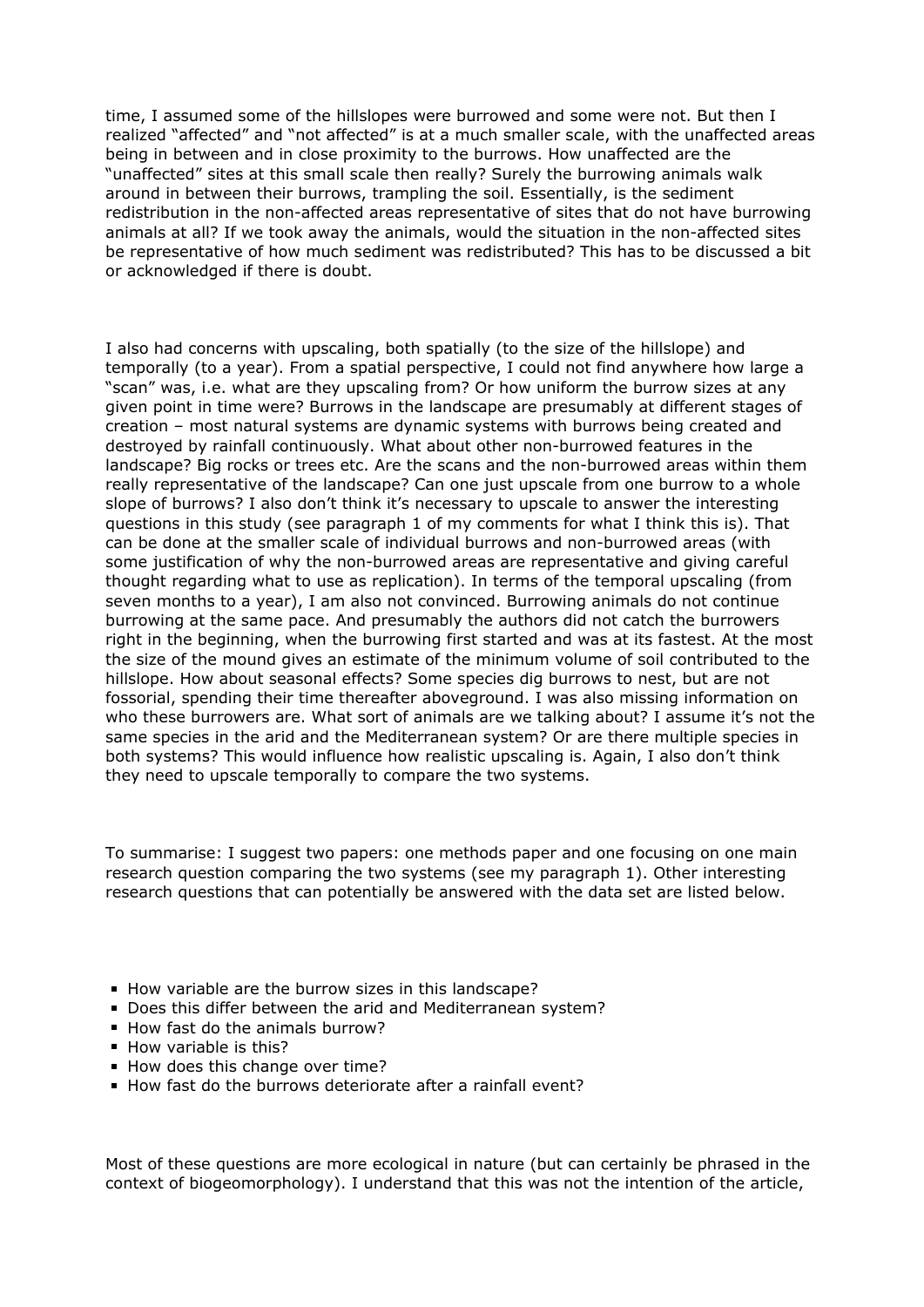time, I assumed some of the hillslopes were burrowed and some were not. But then I realized "affected" and "not affected" is at a much smaller scale, with the unaffected areas being in between and in close proximity to the burrows. How unaffected are the "unaffected" sites at this small scale then really? Surely the burrowing animals walk around in between their burrows, trampling the soil. Essentially, is the sediment redistribution in the non-affected areas representative of sites that do not have burrowing animals at all? If we took away the animals, would the situation in the non-affected sites be representative of how much sediment was redistributed? This has to be discussed a bit or acknowledged if there is doubt.

I also had concerns with upscaling, both spatially (to the size of the hillslope) and temporally (to a year). From a spatial perspective, I could not find anywhere how large a "scan" was, i.e. what are they upscaling from? Or how uniform the burrow sizes at any given point in time were? Burrows in the landscape are presumably at different stages of creation – most natural systems are dynamic systems with burrows being created and destroyed by rainfall continuously. What about other non-burrowed features in the landscape? Big rocks or trees etc. Are the scans and the non-burrowed areas within them really representative of the landscape? Can one just upscale from one burrow to a whole slope of burrows? I also don't think it's necessary to upscale to answer the interesting questions in this study (see paragraph 1 of my comments for what I think this is). That can be done at the smaller scale of individual burrows and non-burrowed areas (with some justification of why the non-burrowed areas are representative and giving careful thought regarding what to use as replication). In terms of the temporal upscaling (from seven months to a year), I am also not convinced. Burrowing animals do not continue burrowing at the same pace. And presumably the authors did not catch the burrowers right in the beginning, when the burrowing first started and was at its fastest. At the most the size of the mound gives an estimate of the minimum volume of soil contributed to the hillslope. How about seasonal effects? Some species dig burrows to nest, but are not fossorial, spending their time thereafter aboveground. I was also missing information on who these burrowers are. What sort of animals are we talking about? I assume it's not the same species in the arid and the Mediterranean system? Or are there multiple species in both systems? This would influence how realistic upscaling is. Again, I also don't think they need to upscale temporally to compare the two systems.

To summarise: I suggest two papers: one methods paper and one focusing on one main research question comparing the two systems (see my paragraph 1). Other interesting research questions that can potentially be answered with the data set are listed below.

- How variable are the burrow sizes in this landscape?
- Does this differ between the arid and Mediterranean system?
- How fast do the animals burrow?
- How variable is this?
- How does this change over time?
- How fast do the burrows deteriorate after a rainfall event?

Most of these questions are more ecological in nature (but can certainly be phrased in the context of biogeomorphology). I understand that this was not the intention of the article,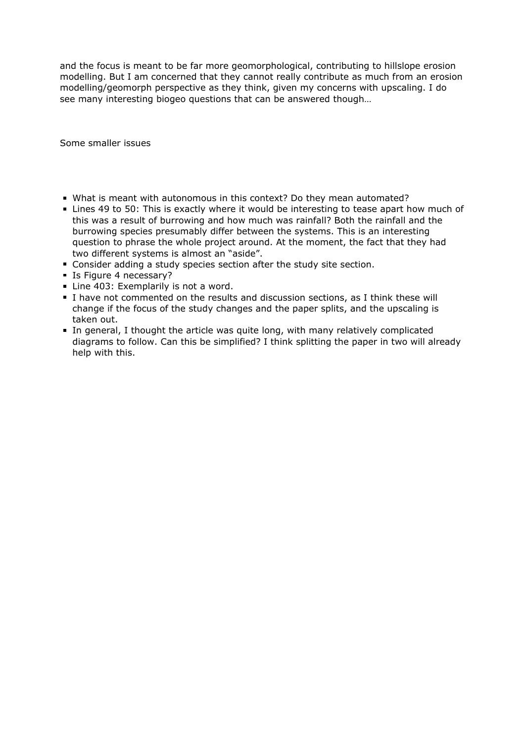and the focus is meant to be far more geomorphological, contributing to hillslope erosion modelling. But I am concerned that they cannot really contribute as much from an erosion modelling/geomorph perspective as they think, given my concerns with upscaling. I do see many interesting biogeo questions that can be answered though…

Some smaller issues

- What is meant with autonomous in this context? Do they mean automated?
- Lines 49 to 50: This is exactly where it would be interesting to tease apart how much of this was a result of burrowing and how much was rainfall? Both the rainfall and the burrowing species presumably differ between the systems. This is an interesting question to phrase the whole project around. At the moment, the fact that they had two different systems is almost an "aside".
- Consider adding a study species section after the study site section.
- Is Figure 4 necessary?
- Line 403: Exemplarily is not a word.
- I have not commented on the results and discussion sections, as I think these will change if the focus of the study changes and the paper splits, and the upscaling is taken out.
- In general, I thought the article was quite long, with many relatively complicated diagrams to follow. Can this be simplified? I think splitting the paper in two will already help with this.